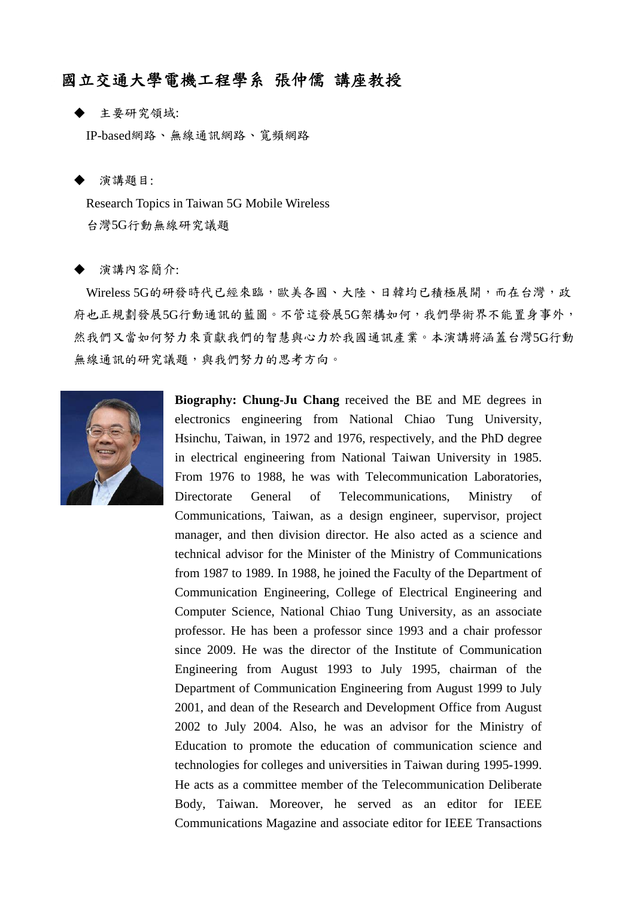# 國立交通大學電機工程學系 張仲儒 講座教授

- 主要研究領域:

IP-based網路、無線通訊網路、寬頻網路

- 演講題目:

Research Topics in Taiwan 5G Mobile Wireless
台灣5G行動無線研究議題

- 演講內容簡介:

Wireless 5G的研發時代已經來臨，歐美各國、大陸、日韓均已積極展開，而在台灣，政府也正規劃發展5G行動通訊的藍圖。不管這發展5G架構如何，我們學術界不能置身事外，然我們又當如何努力來貢獻我們的智慧與心力於我國通訊產業。本演講將涵蓋台灣5G行動無線通訊的研究議題，與我們努力的思考方向。

**Biography: Chung-Ju Chang** received the BE and ME degrees in electronics engineering from National Chiao Tung University, Hsinchu, Taiwan, in 1972 and 1976, respectively, and the PhD degree in electrical engineering from National Taiwan University in 1985. From 1976 to 1988, he was with Telecommunication Laboratories, Directorate General of Telecommunications, Ministry of Communications, Taiwan, as a design engineer, supervisor, project manager, and then division director. He also acted as a science and technical advisor for the Minister of the Ministry of Communications from 1987 to 1989. In 1988, he joined the Faculty of the Department of Communication Engineering, College of Electrical Engineering and Computer Science, National Chiao Tung University, as an associate professor. He has been a professor since 1993 and a chair professor since 2009. He was the director of the Institute of Communication Engineering from August 1993 to July 1995, chairman of the Department of Communication Engineering from August 1999 to July 2001, and dean of the Research and Development Office from August 2002 to July 2004. Also, he was an advisor for the Ministry of Education to promote the education of communication science and technologies for colleges and universities in Taiwan during 1995-1999. He acts as a committee member of the Telecommunication Deliberate Body, Taiwan. Moreover, he served as an editor for IEEE Communications Magazine and associate editor for IEEE Transactions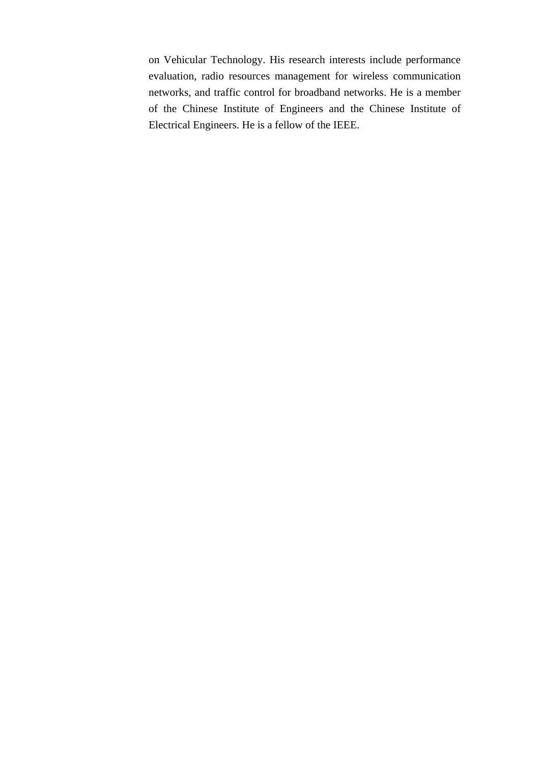on Vehicular Technology. His research interests include performance evaluation, radio resources management for wireless communication networks, and traffic control for broadband networks. He is a member of the Chinese Institute of Engineers and the Chinese Institute of Electrical Engineers. He is a fellow of the IEEE.